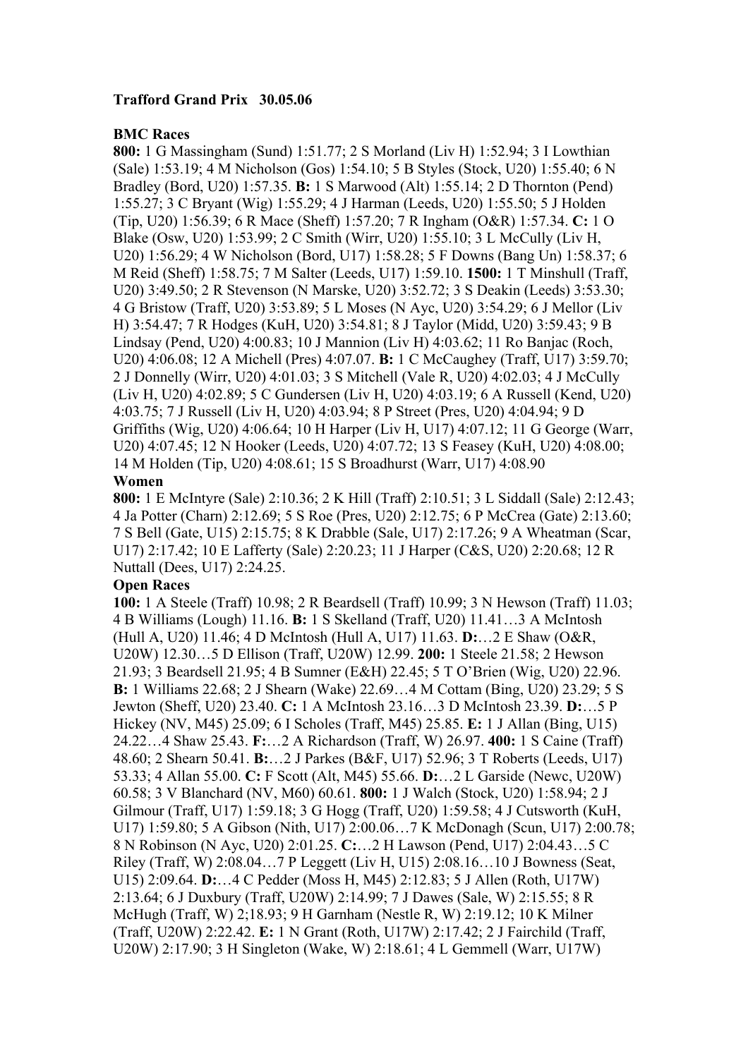**Trafford Grand Prix   30.05.06**

**BMC Races**

**800:** 1 G Massingham (Sund) 1:51.77; 2 S Morland (Liv H) 1:52.94; 3 I Lowthian (Sale) 1:53.19; 4 M Nicholson (Gos) 1:54.10; 5 B Styles (Stock, U20) 1:55.40; 6 N Bradley (Bord, U20) 1:57.35. **B:** 1 S Marwood (Alt) 1:55.14; 2 D Thornton (Pend) 1:55.27; 3 C Bryant (Wig) 1:55.29; 4 J Harman (Leeds, U20) 1:55.50; 5 J Holden (Tip, U20) 1:56.39; 6 R Mace (Sheff) 1:57.20; 7 R Ingham (O&R) 1:57.34. **C:** 1 O Blake (Osw, U20) 1:53.99; 2 C Smith (Wirr, U20) 1:55.10; 3 L McCully (Liv H, U20) 1:56.29; 4 W Nicholson (Bord, U17) 1:58.28; 5 F Downs (Bang Un) 1:58.37; 6 M Reid (Sheff) 1:58.75; 7 M Salter (Leeds, U17) 1:59.10. **1500:** 1 T Minshull (Traff, U20) 3:49.50; 2 R Stevenson (N Marske, U20) 3:52.72; 3 S Deakin (Leeds) 3:53.30; 4 G Bristow (Traff, U20) 3:53.89; 5 L Moses (N Ayc, U20) 3:54.29; 6 J Mellor (Liv H) 3:54.47; 7 R Hodges (KuH, U20) 3:54.81; 8 J Taylor (Midd, U20) 3:59.43; 9 B Lindsay (Pend, U20) 4:00.83; 10 J Mannion (Liv H) 4:03.62; 11 Ro Banjac (Roch, U20) 4:06.08; 12 A Michell (Pres) 4:07.07. **B:** 1 C McCaughey (Traff, U17) 3:59.70; 2 J Donnelly (Wirr, U20) 4:01.03; 3 S Mitchell (Vale R, U20) 4:02.03; 4 J McCully (Liv H, U20) 4:02.89; 5 C Gundersen (Liv H, U20) 4:03.19; 6 A Russell (Kend, U20) 4:03.75; 7 J Russell (Liv H, U20) 4:03.94; 8 P Street (Pres, U20) 4:04.94; 9 D Griffiths (Wig, U20) 4:06.64; 10 H Harper (Liv H, U17) 4:07.12; 11 G George (Warr, U20) 4:07.45; 12 N Hooker (Leeds, U20) 4:07.72; 13 S Feasey (KuH, U20) 4:08.00; 14 M Holden (Tip, U20) 4:08.61; 15 S Broadhurst (Warr, U17) 4:08.90

**Women**

**800:** 1 E McIntyre (Sale) 2:10.36; 2 K Hill (Traff) 2:10.51; 3 L Siddall (Sale) 2:12.43; 4 Ja Potter (Charn) 2:12.69; 5 S Roe (Pres, U20) 2:12.75; 6 P McCrea (Gate) 2:13.60; 7 S Bell (Gate, U15) 2:15.75; 8 K Drabble (Sale, U17) 2:17.26; 9 A Wheatman (Scar, U17) 2:17.42; 10 E Lafferty (Sale) 2:20.23; 11 J Harper (C&S, U20) 2:20.68; 12 R Nuttall (Dees, U17) 2:24.25.

**Open Races**

**100:** 1 A Steele (Traff) 10.98; 2 R Beardsell (Traff) 10.99; 3 N Hewson (Traff) 11.03; 4 B Williams (Lough) 11.16. **B:** 1 S Skelland (Traff, U20) 11.41…3 A McIntosh (Hull A, U20) 11.46; 4 D McIntosh (Hull A, U17) 11.63. **D:**…2 E Shaw (O&R, U20W) 12.30…5 D Ellison (Traff, U20W) 12.99. **200:** 1 Steele 21.58; 2 Hewson 21.93; 3 Beardsell 21.95; 4 B Sumner (E&H) 22.45; 5 T O'Brien (Wig, U20) 22.96. **B:** 1 Williams 22.68; 2 J Shearn (Wake) 22.69…4 M Cottam (Bing, U20) 23.29; 5 S Jewton (Sheff, U20) 23.40. **C:** 1 A McIntosh 23.16…3 D McIntosh 23.39. **D:**…5 P Hickey (NV, M45) 25.09; 6 I Scholes (Traff, M45) 25.85. **E:** 1 J Allan (Bing, U15) 24.22…4 Shaw 25.43. **F:**…2 A Richardson (Traff, W) 26.97. **400:** 1 S Caine (Traff) 48.60; 2 Shearn 50.41. **B:**…2 J Parkes (B&F, U17) 52.96; 3 T Roberts (Leeds, U17) 53.33; 4 Allan 55.00. **C:** F Scott (Alt, M45) 55.66. **D:**…2 L Garside (Newc, U20W) 60.58; 3 V Blanchard (NV, M60) 60.61. **800:** 1 J Walch (Stock, U20) 1:58.94; 2 J Gilmour (Traff, U17) 1:59.18; 3 G Hogg (Traff, U20) 1:59.58; 4 J Cutsworth (KuH, U17) 1:59.80; 5 A Gibson (Nith, U17) 2:00.06…7 K McDonagh (Scun, U17) 2:00.78; 8 N Robinson (N Ayc, U20) 2:01.25. **C:**…2 H Lawson (Pend, U17) 2:04.43…5 C Riley (Traff, W) 2:08.04…7 P Leggett (Liv H, U15) 2:08.16…10 J Bowness (Seat, U15) 2:09.64. **D:**…4 C Pedder (Moss H, M45) 2:12.83; 5 J Allen (Roth, U17W) 2:13.64; 6 J Duxbury (Traff, U20W) 2:14.99; 7 J Dawes (Sale, W) 2:15.55; 8 R McHugh (Traff, W) 2;18.93; 9 H Garnham (Nestle R, W) 2:19.12; 10 K Milner (Traff, U20W) 2:22.42. **E:** 1 N Grant (Roth, U17W) 2:17.42; 2 J Fairchild (Traff, U20W) 2:17.90; 3 H Singleton (Wake, W) 2:18.61; 4 L Gemmell (Warr, U17W)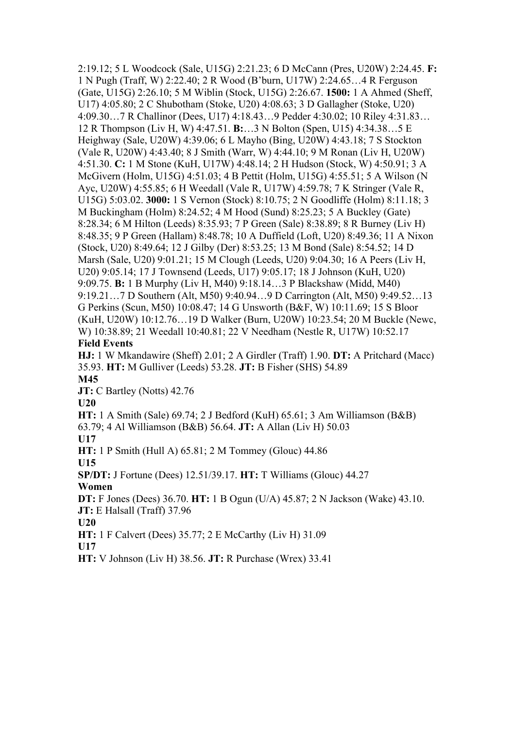2:19.12; 5 L Woodcock (Sale, U15G) 2:21.23; 6 D McCann (Pres, U20W) 2:24.45. **F:** 1 N Pugh (Traff, W) 2:22.40; 2 R Wood (B'burn, U17W) 2:24.65…4 R Ferguson (Gate, U15G) 2:26.10; 5 M Wiblin (Stock, U15G) 2:26.67. **1500:** 1 A Ahmed (Sheff, U17) 4:05.80; 2 C Shubotham (Stoke, U20) 4:08.63; 3 D Gallagher (Stoke, U20) 4:09.30…7 R Challinor (Dees, U17) 4:18.43…9 Pedder 4:30.02; 10 Riley 4:31.83…12 R Thompson (Liv H, W) 4:47.51. **B:**…3 N Bolton (Spen, U15) 4:34.38…5 E Heighway (Sale, U20W) 4:39.06; 6 L Mayho (Bing, U20W) 4:43.18; 7 S Stockton (Vale R, U20W) 4:43.40; 8 J Smith (Warr, W) 4:44.10; 9 M Ronan (Liv H, U20W) 4:51.30. **C:** 1 M Stone (KuH, U17W) 4:48.14; 2 H Hudson (Stock, W) 4:50.91; 3 A McGivern (Holm, U15G) 4:51.03; 4 B Pettit (Holm, U15G) 4:55.51; 5 A Wilson (N Ayc, U20W) 4:55.85; 6 H Weedall (Vale R, U17W) 4:59.78; 7 K Stringer (Vale R, U15G) 5:03.02. **3000:** 1 S Vernon (Stock) 8:10.75; 2 N Goodliffe (Holm) 8:11.18; 3 M Buckingham (Holm) 8:24.52; 4 M Hood (Sund) 8:25.23; 5 A Buckley (Gate) 8:28.34; 6 M Hilton (Leeds) 8:35.93; 7 P Green (Sale) 8:38.89; 8 R Burney (Liv H) 8:48.35; 9 P Green (Hallam) 8:48.78; 10 A Duffield (Loft, U20) 8:49.36; 11 A Nixon (Stock, U20) 8:49.64; 12 J Gilby (Der) 8:53.25; 13 M Bond (Sale) 8:54.52; 14 D Marsh (Sale, U20) 9:01.21; 15 M Clough (Leeds, U20) 9:04.30; 16 A Peers (Liv H, U20) 9:05.14; 17 J Townsend (Leeds, U17) 9:05.17; 18 J Johnson (KuH, U20) 9:09.75. **B:** 1 B Murphy (Liv H, M40) 9:18.14…3 P Blackshaw (Midd, M40) 9:19.21…7 D Southern (Alt, M50) 9:40.94…9 D Carrington (Alt, M50) 9:49.52…13 G Perkins (Scun, M50) 10:08.47; 14 G Unsworth (B&F, W) 10:11.69; 15 S Bloor (KuH, U20W) 10:12.76…19 D Walker (Burn, U20W) 10:23.54; 20 M Buckle (Newc, W) 10:38.89; 21 Weedall 10:40.81; 22 V Needham (Nestle R, U17W) 10:52.17

**Field Events**

**HJ:** 1 W Mkandawire (Sheff) 2.01; 2 A Girdler (Traff) 1.90. **DT:** A Pritchard (Macc) 35.93. **HT:** M Gulliver (Leeds) 53.28. **JT:** B Fisher (SHS) 54.89

**M45**

**JT:** C Bartley (Notts) 42.76

**U20**

**HT:** 1 A Smith (Sale) 69.74; 2 J Bedford (KuH) 65.61; 3 Am Williamson (B&B) 63.79; 4 Al Williamson (B&B) 56.64. **JT:** A Allan (Liv H) 50.03

**U17**

**HT:** 1 P Smith (Hull A) 65.81; 2 M Tommey (Glouc) 44.86

**U15**

**SP/DT:** J Fortune (Dees) 12.51/39.17. **HT:** T Williams (Glouc) 44.27

**Women**

**DT:** F Jones (Dees) 36.70. **HT:** 1 B Ogun (U/A) 45.87; 2 N Jackson (Wake) 43.10. **JT:** E Halsall (Traff) 37.96

**U20**

**HT:** 1 F Calvert (Dees) 35.77; 2 E McCarthy (Liv H) 31.09

**U17**

**HT:** V Johnson (Liv H) 38.56. **JT:** R Purchase (Wrex) 33.41